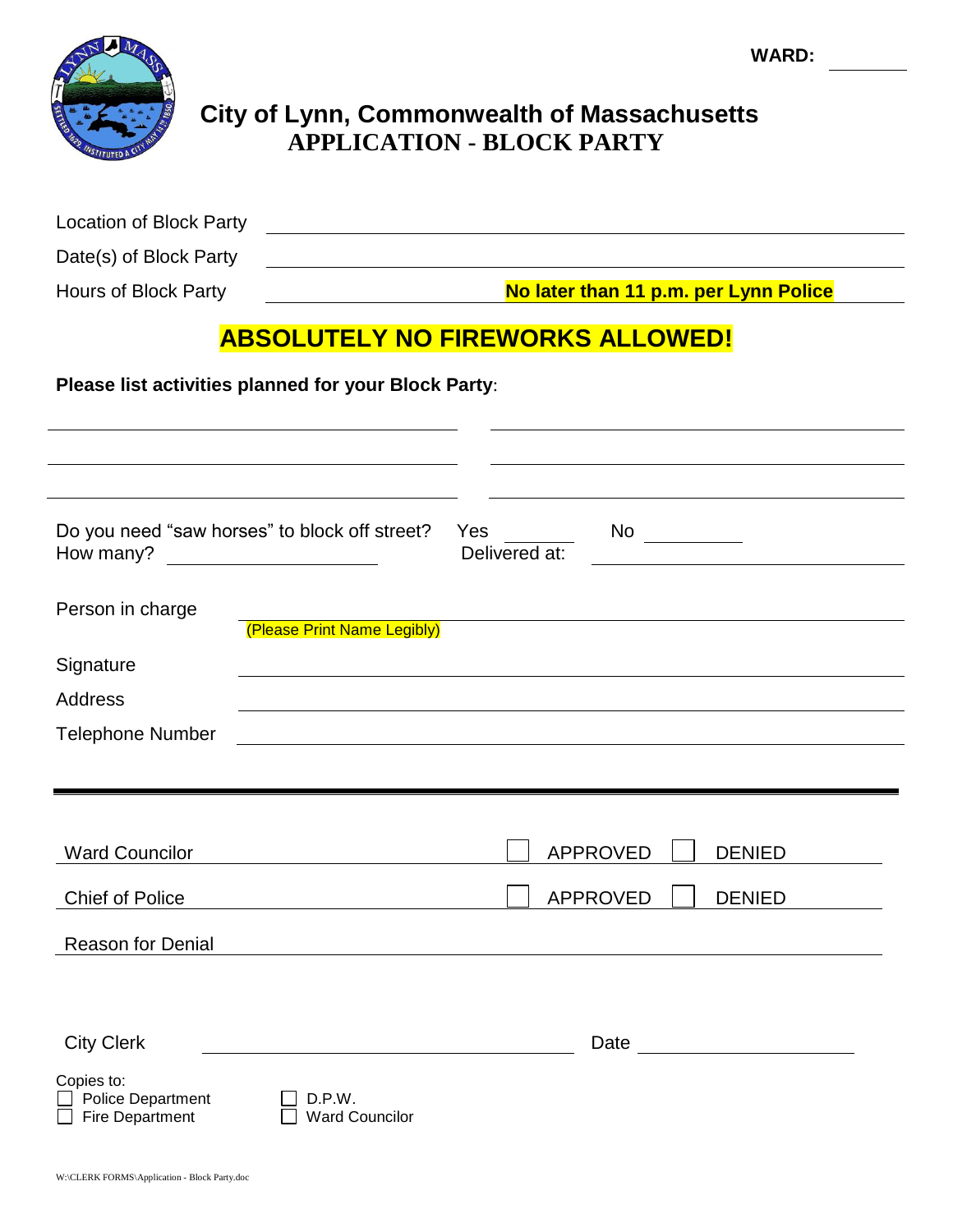WARD: \_\_\_\_\_\_\_\_

# City of Lynn, Commonwealth of Massachusetts

## APPLICATION - BLOCK PARTY

Location of Block Party \_\_\_\_\_\_\_\_\_\_\_\_\_\_\_\_\_\_\_\_\_\_\_\_\_\_\_\_\_\_\_\_\_\_\_\_\_\_\_\_

Date(s) of Block Party \_\_\_\_\_\_\_\_\_\_\_\_\_\_\_\_\_\_\_\_\_\_\_\_\_\_\_\_\_\_\_\_\_\_\_\_\_\_\_\_

Hours of Block Party \_\_\_\_\_\_\_\_\_\_\_\_\_\_\_\_ **No later than 11 p.m. per Lynn Police**

## ABSOLUTELY NO FIREWORKS ALLOWED!

**Please list activities planned for your Block Party**:

\_\_\_\_\_\_\_\_\_\_\_\_\_\_\_\_\_\_\_\_\_\_\_\_\_\_\_\_ \_\_\_\_\_\_\_\_\_\_\_\_\_\_\_\_\_\_\_\_\_\_\_\_\_\_\_\_

\_\_\_\_\_\_\_\_\_\_\_\_\_\_\_\_\_\_\_\_\_\_\_\_\_\_\_\_ \_\_\_\_\_\_\_\_\_\_\_\_\_\_\_\_\_\_\_\_\_\_\_\_\_\_\_\_

\_\_\_\_\_\_\_\_\_\_\_\_\_\_\_\_\_\_\_\_\_\_\_\_\_\_\_\_ \_\_\_\_\_\_\_\_\_\_\_\_\_\_\_\_\_\_\_\_\_\_\_\_\_\_\_\_

Do you need "saw horses" to block off street? Yes \_\_\_\_\_\_\_\_ No \_\_\_\_\_\_\_\_

How many? \_\_\_\_\_\_\_\_\_\_\_\_\_\_ Delivered at: \_\_\_\_\_\_\_\_\_\_\_\_\_\_\_\_\_\_\_\_\_\_

Person in charge \_\_\_\_\_\_\_\_\_\_\_\_\_\_\_\_\_\_\_\_\_\_\_\_\_\_\_\_\_\_\_\_\_\_\_\_\_\_\_\_
(Please Print Name Legibly)

Signature \_\_\_\_\_\_\_\_\_\_\_\_\_\_\_\_\_\_\_\_\_\_\_\_\_\_\_\_\_\_\_\_\_\_\_\_\_\_\_\_

Address \_\_\_\_\_\_\_\_\_\_\_\_\_\_\_\_\_\_\_\_\_\_\_\_\_\_\_\_\_\_\_\_\_\_\_\_\_\_\_\_

Telephone Number \_\_\_\_\_\_\_\_\_\_\_\_\_\_\_\_\_\_\_\_\_\_\_\_\_\_\_\_\_\_\_\_\_\_\_\_\_\_\_\_

---

Ward Councilor \_\_\_\_\_\_\_\_\_\_\_\_\_\_\_\_\_\_\_\_\_\_\_\_ ☐ APPROVED ☐ DENIED

Chief of Police \_\_\_\_\_\_\_\_\_\_\_\_\_\_\_\_\_\_\_\_\_\_\_\_ ☐ APPROVED ☐ DENIED

Reason for Denial \_\_\_\_\_\_\_\_\_\_\_\_\_\_\_\_\_\_\_\_\_\_\_\_\_\_\_\_\_\_\_\_\_\_\_\_\_\_\_\_

City Clerk \_\_\_\_\_\_\_\_\_\_\_\_\_\_\_\_\_\_\_\_\_\_\_\_ Date \_\_\_\_\_\_\_\_\_\_\_\_\_\_

Copies to:

- ☐ Police Department
- ☐ Fire Department
- ☐ D.P.W.
- ☐ Ward Councilor

W:\CLERK FORMS\Application - Block Party.doc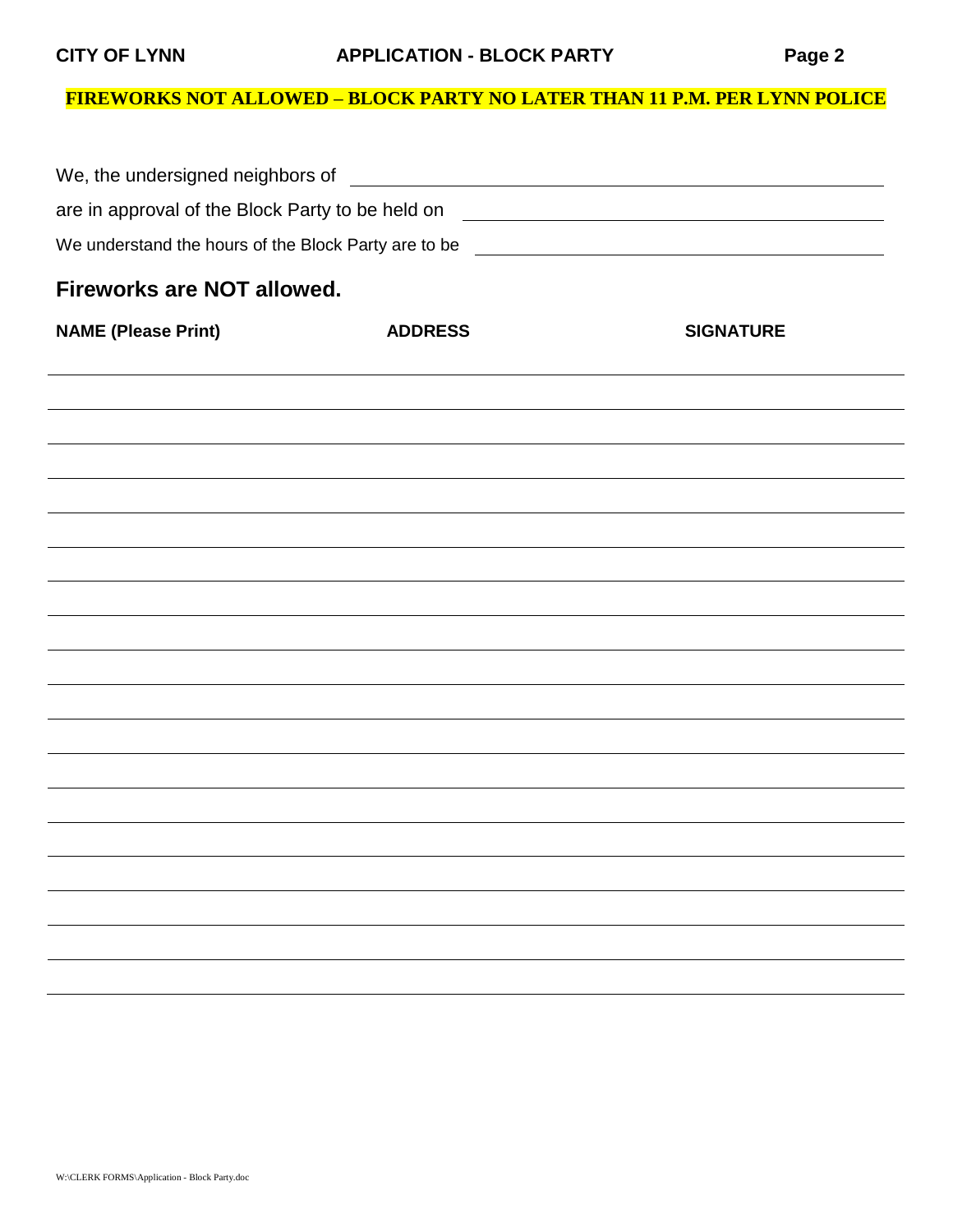**FIREWORKS NOT ALLOWED – BLOCK PARTY NO LATER THAN 11 P.M. PER LYNN POLICE**

We, the undersigned neighbors of \_\_\_\_\_\_\_\_\_\_\_\_\_\_\_\_\_\_\_\_\_\_\_\_\_\_\_\_\_\_\_\_\_\_\_\_\_\_\_\_

are in approval of the Block Party to be held on \_\_\_\_\_\_\_\_\_\_\_\_\_\_\_\_\_\_\_\_\_\_\_\_\_\_\_\_\_\_\_\_\_\_\_\_

We understand the hours of the Block Party are to be \_\_\_\_\_\_\_\_\_\_\_\_\_\_\_\_\_\_\_\_\_\_\_\_\_\_\_\_\_\_\_\_\_\_

## Fireworks are NOT allowed.

| NAME (Please Print) | ADDRESS | SIGNATURE |
|---|---|---|
| | | |
| | | |
| | | |
| | | |
| | | |
| | | |
| | | |
| | | |
| | | |
| | | |
| | | |
| | | |
| | | |
| | | |
| | | |
| | | |
| | | |
| | | |
| | | |

W:\CLERK FORMS\Application - Block Party.doc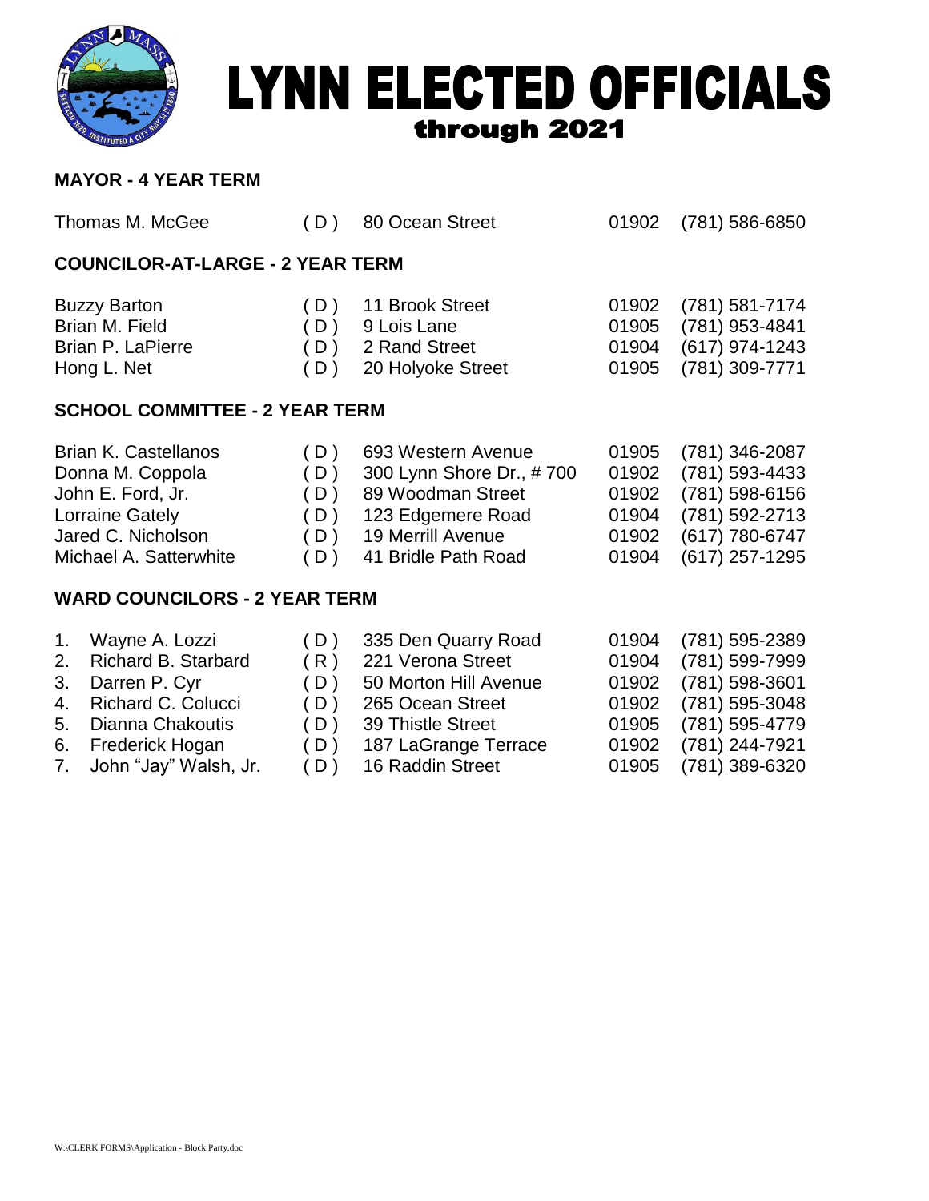# LYNN ELECTED OFFICIALS

## through 2021

### MAYOR - 4 YEAR TERM

| | | | | |
|---|---|---|---|---|
| Thomas M. McGee | ( D ) | 80 Ocean Street | 01902 | (781) 586-6850 |

### COUNCILOR-AT-LARGE - 2 YEAR TERM

| | | | | |
|---|---|---|---|---|
| Buzzy Barton | ( D ) | 11 Brook Street | 01902 | (781) 581-7174 |
| Brian M. Field | ( D ) | 9 Lois Lane | 01905 | (781) 953-4841 |
| Brian P. LaPierre | ( D ) | 2 Rand Street | 01904 | (617) 974-1243 |
| Hong L. Net | ( D ) | 20 Holyoke Street | 01905 | (781) 309-7771 |

### SCHOOL COMMITTEE - 2 YEAR TERM

| | | | | |
|---|---|---|---|---|
| Brian K. Castellanos | ( D ) | 693 Western Avenue | 01905 | (781) 346-2087 |
| Donna M. Coppola | ( D ) | 300 Lynn Shore Dr., # 700 | 01902 | (781) 593-4433 |
| John E. Ford, Jr. | ( D ) | 89 Woodman Street | 01902 | (781) 598-6156 |
| Lorraine Gately | ( D ) | 123 Edgemere Road | 01904 | (781) 592-2713 |
| Jared C. Nicholson | ( D ) | 19 Merrill Avenue | 01902 | (617) 780-6747 |
| Michael A. Satterwhite | ( D ) | 41 Bridle Path Road | 01904 | (617) 257-1295 |

### WARD COUNCILORS - 2 YEAR TERM

| | | | | |
|---|---|---|---|---|
| 1. Wayne A. Lozzi | ( D ) | 335 Den Quarry Road | 01904 | (781) 595-2389 |
| 2. Richard B. Starbard | ( R ) | 221 Verona Street | 01904 | (781) 599-7999 |
| 3. Darren P. Cyr | ( D ) | 50 Morton Hill Avenue | 01902 | (781) 598-3601 |
| 4. Richard C. Colucci | ( D ) | 265 Ocean Street | 01902 | (781) 595-3048 |
| 5. Dianna Chakoutis | ( D ) | 39 Thistle Street | 01905 | (781) 595-4779 |
| 6. Frederick Hogan | ( D ) | 187 LaGrange Terrace | 01902 | (781) 244-7921 |
| 7. John "Jay" Walsh, Jr. | ( D ) | 16 Raddin Street | 01905 | (781) 389-6320 |

W:\CLERK FORMS\Application - Block Party.doc